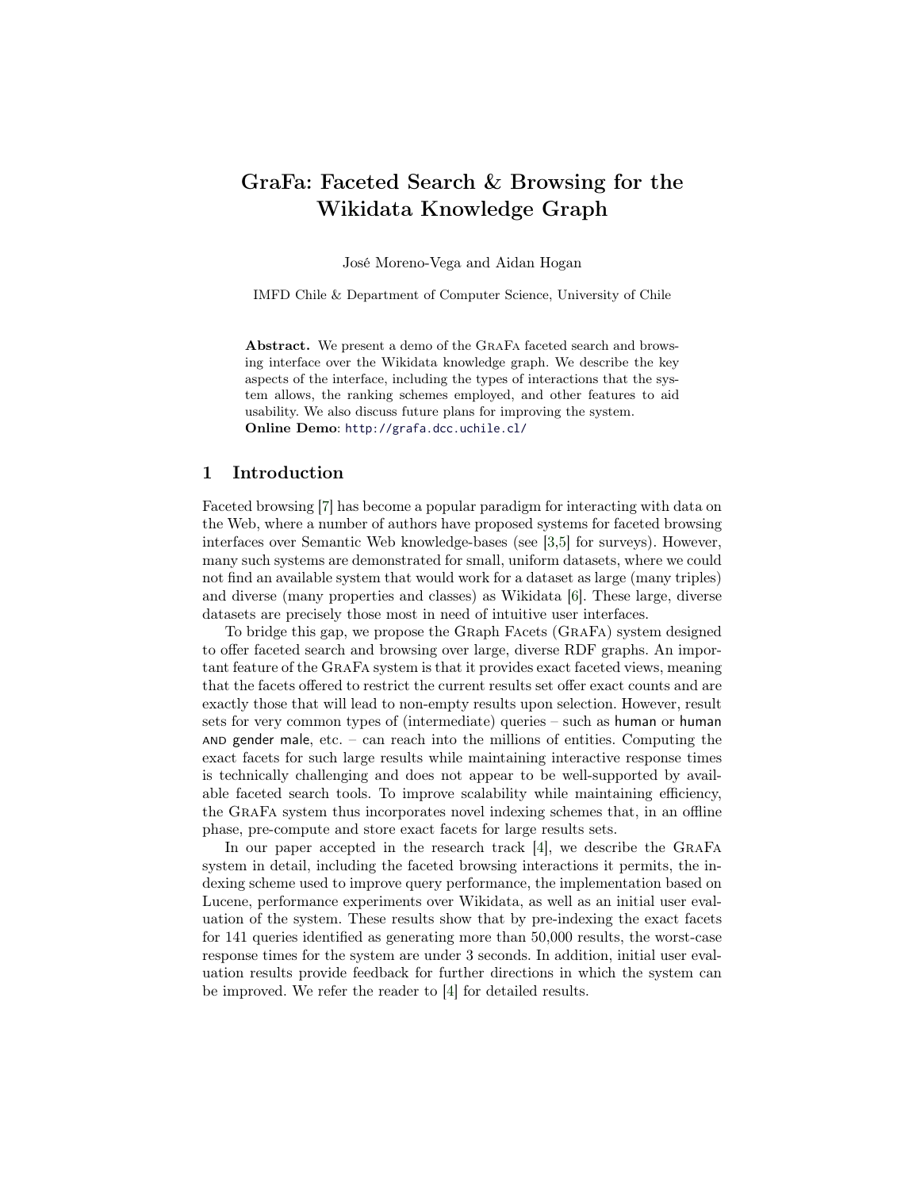# GraFa: Faceted Search & Browsing for the Wikidata Knowledge Graph

José Moreno-Vega and Aidan Hogan

IMFD Chile & Department of Computer Science, University of Chile

**Abstract.** We present a demo of the GraFa faceted search and browsing interface over the Wikidata knowledge graph. We describe the key aspects of the interface, including the types of interactions that the system allows, the ranking schemes employed, and other features to aid usability. We also discuss future plans for improving the system.
**Online Demo**: http://grafa.dcc.uchile.cl/

## 1 Introduction

Faceted browsing [7] has become a popular paradigm for interacting with data on the Web, where a number of authors have proposed systems for faceted browsing interfaces over Semantic Web knowledge-bases (see [3,5] for surveys). However, many such systems are demonstrated for small, uniform datasets, where we could not find an available system that would work for a dataset as large (many triples) and diverse (many properties and classes) as Wikidata [6]. These large, diverse datasets are precisely those most in need of intuitive user interfaces.

To bridge this gap, we propose the GRaph FAcets (GraFa) system designed to offer faceted search and browsing over large, diverse RDF graphs. An important feature of the GraFa system is that it provides exact faceted views, meaning that the facets offered to restrict the current results set offer exact counts and are exactly those that will lead to non-empty results upon selection. However, result sets for very common types of (intermediate) queries – such as human or human AND gender male, etc. – can reach into the millions of entities. Computing the exact facets for such large results while maintaining interactive response times is technically challenging and does not appear to be well-supported by available faceted search tools. To improve scalability while maintaining efficiency, the GraFa system thus incorporates novel indexing schemes that, in an offline phase, pre-compute and store exact facets for large results sets.

In our paper accepted in the research track [4], we describe the GraFa system in detail, including the faceted browsing interactions it permits, the indexing scheme used to improve query performance, the implementation based on Lucene, performance experiments over Wikidata, as well as an initial user evaluation of the system. These results show that by pre-indexing the exact facets for 141 queries identified as generating more than 50,000 results, the worst-case response times for the system are under 3 seconds. In addition, initial user evaluation results provide feedback for further directions in which the system can be improved. We refer the reader to [4] for detailed results.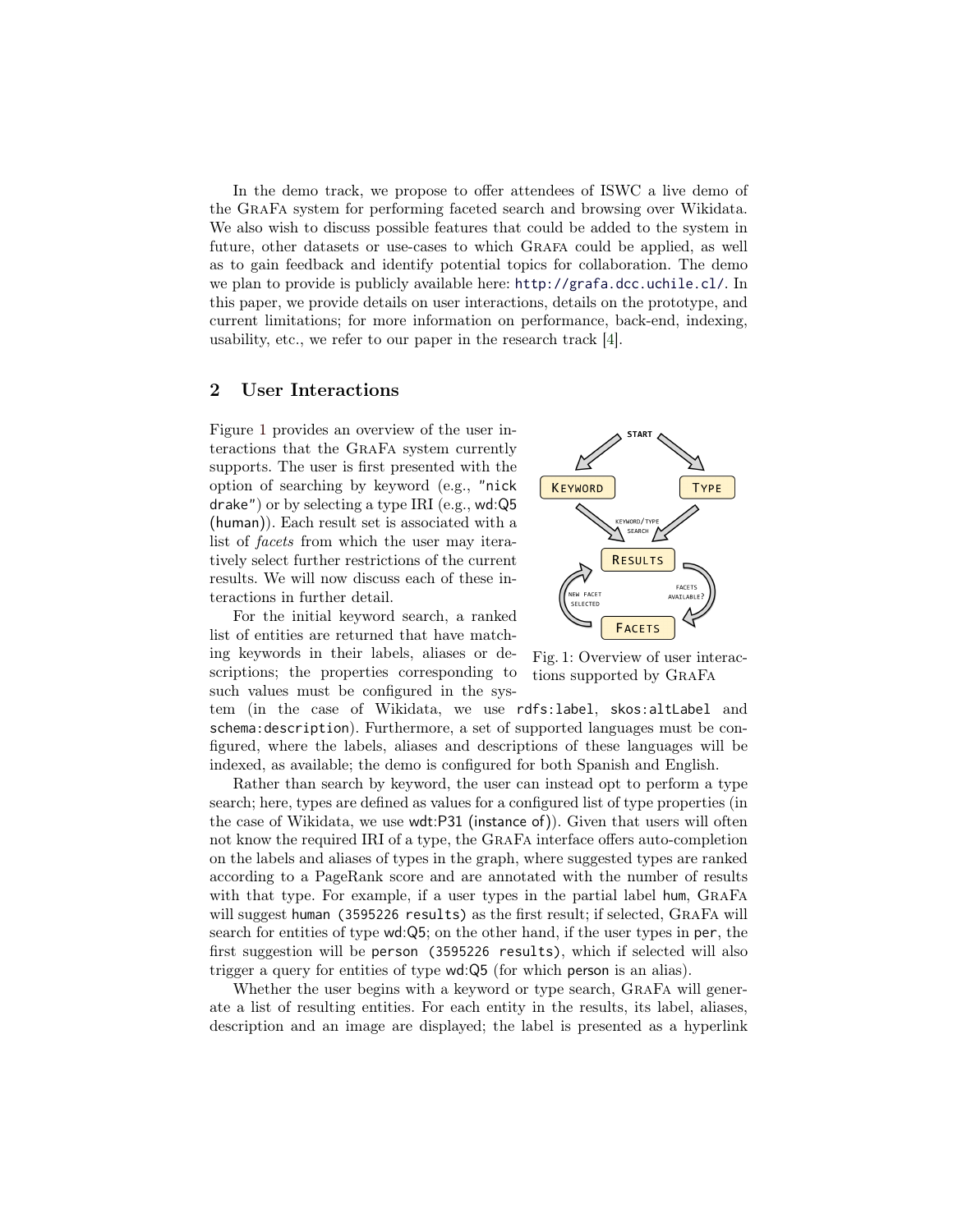In the demo track, we propose to offer attendees of ISWC a live demo of the GraFa system for performing faceted search and browsing over Wikidata. We also wish to discuss possible features that could be added to the system in future, other datasets or use-cases to which GraFa could be applied, as well as to gain feedback and identify potential topics for collaboration. The demo we plan to provide is publicly available here: http://grafa.dcc.uchile.cl/. In this paper, we provide details on user interactions, details on the prototype, and current limitations; for more information on performance, back-end, indexing, usability, etc., we refer to our paper in the research track [4].

## 2 User Interactions

Figure 1 provides an overview of the user interactions that the GraFa system currently supports. The user is first presented with the option of searching by keyword (e.g., "nick drake") or by selecting a type IRI (e.g., wd:Q5 (human)). Each result set is associated with a list of *facets* from which the user may iteratively select further restrictions of the current results. We will now discuss each of these interactions in further detail.

Fig. 1: Overview of user interactions supported by GraFa

For the initial keyword search, a ranked list of entities are returned that have matching keywords in their labels, aliases or descriptions; the properties corresponding to such values must be configured in the system (in the case of Wikidata, we use rdfs:label, skos:altLabel and schema:description). Furthermore, a set of supported languages must be configured, where the labels, aliases and descriptions of these languages will be indexed, as available; the demo is configured for both Spanish and English.

Rather than search by keyword, the user can instead opt to perform a type search; here, types are defined as values for a configured list of type properties (in the case of Wikidata, we use wdt:P31 (instance of)). Given that users will often not know the required IRI of a type, the GraFa interface offers auto-completion on the labels and aliases of types in the graph, where suggested types are ranked according to a PageRank score and are annotated with the number of results with that type. For example, if a user types in the partial label hum, GraFa will suggest human (3595226 results) as the first result; if selected, GraFa will search for entities of type wd:Q5; on the other hand, if the user types in per, the first suggestion will be person (3595226 results), which if selected will also trigger a query for entities of type wd:Q5 (for which person is an alias).

Whether the user begins with a keyword or type search, GraFa will generate a list of resulting entities. For each entity in the results, its label, aliases, description and an image are displayed; the label is presented as a hyperlink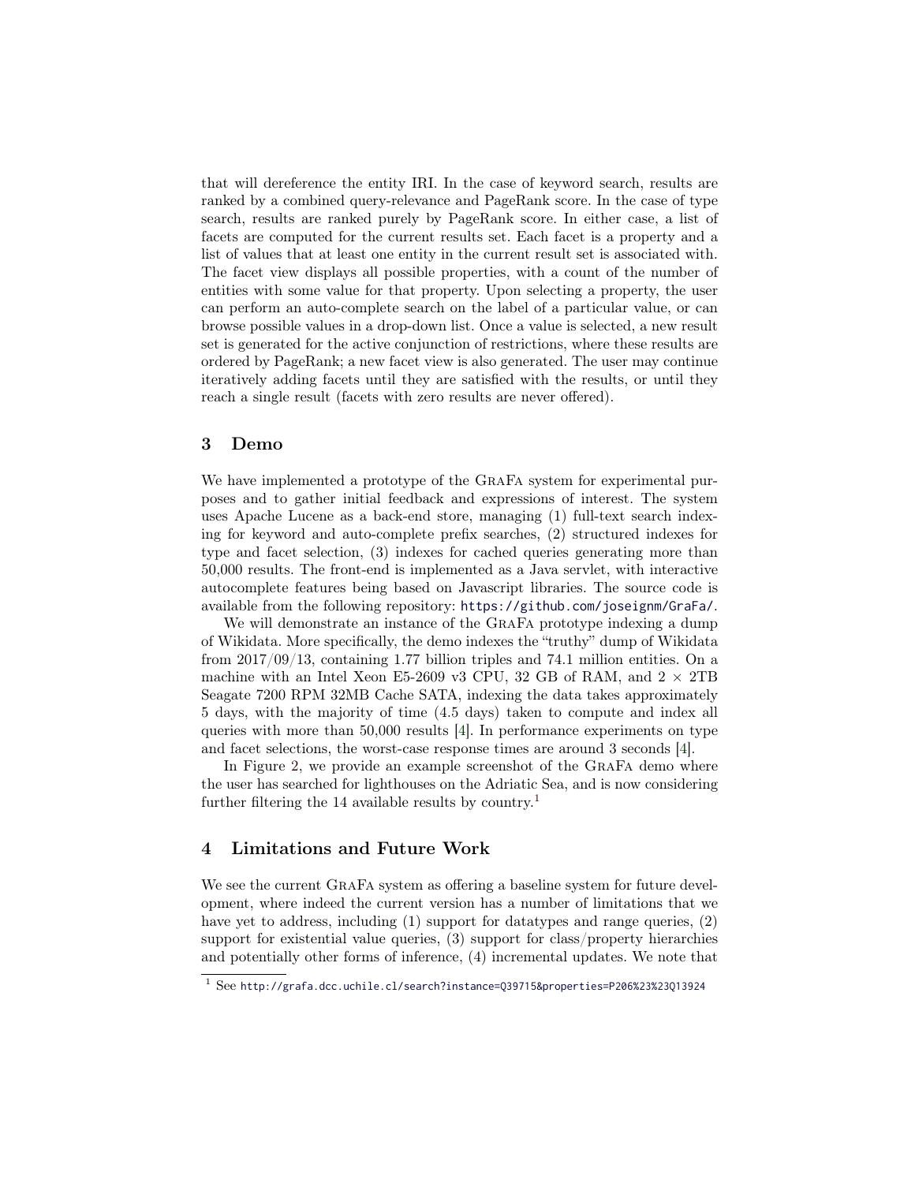that will dereference the entity IRI. In the case of keyword search, results are ranked by a combined query-relevance and PageRank score. In the case of type search, results are ranked purely by PageRank score. In either case, a list of facets are computed for the current results set. Each facet is a property and a list of values that at least one entity in the current result set is associated with. The facet view displays all possible properties, with a count of the number of entities with some value for that property. Upon selecting a property, the user can perform an auto-complete search on the label of a particular value, or can browse possible values in a drop-down list. Once a value is selected, a new result set is generated for the active conjunction of restrictions, where these results are ordered by PageRank; a new facet view is also generated. The user may continue iteratively adding facets until they are satisfied with the results, or until they reach a single result (facets with zero results are never offered).

## 3 Demo

We have implemented a prototype of the GraFa system for experimental purposes and to gather initial feedback and expressions of interest. The system uses Apache Lucene as a back-end store, managing (1) full-text search indexing for keyword and auto-complete prefix searches, (2) structured indexes for type and facet selection, (3) indexes for cached queries generating more than 50,000 results. The front-end is implemented as a Java servlet, with interactive autocomplete features being based on Javascript libraries. The source code is available from the following repository: https://github.com/joseignm/GraFa/.

We will demonstrate an instance of the GraFa prototype indexing a dump of Wikidata. More specifically, the demo indexes the "truthy" dump of Wikidata from 2017/09/13, containing 1.77 billion triples and 74.1 million entities. On a machine with an Intel Xeon E5-2609 v3 CPU, 32 GB of RAM, and 2 × 2TB Seagate 7200 RPM 32MB Cache SATA, indexing the data takes approximately 5 days, with the majority of time (4.5 days) taken to compute and index all queries with more than 50,000 results [4]. In performance experiments on type and facet selections, the worst-case response times are around 3 seconds [4].

In Figure 2, we provide an example screenshot of the GraFa demo where the user has searched for lighthouses on the Adriatic Sea, and is now considering further filtering the 14 available results by country.[1]

## 4 Limitations and Future Work

We see the current GraFa system as offering a baseline system for future development, where indeed the current version has a number of limitations that we have yet to address, including (1) support for datatypes and range queries, (2) support for existential value queries, (3) support for class/property hierarchies and potentially other forms of inference, (4) incremental updates. We note that

[1] See http://grafa.dcc.uchile.cl/search?instance=Q39715&properties=P206%23%23Q13924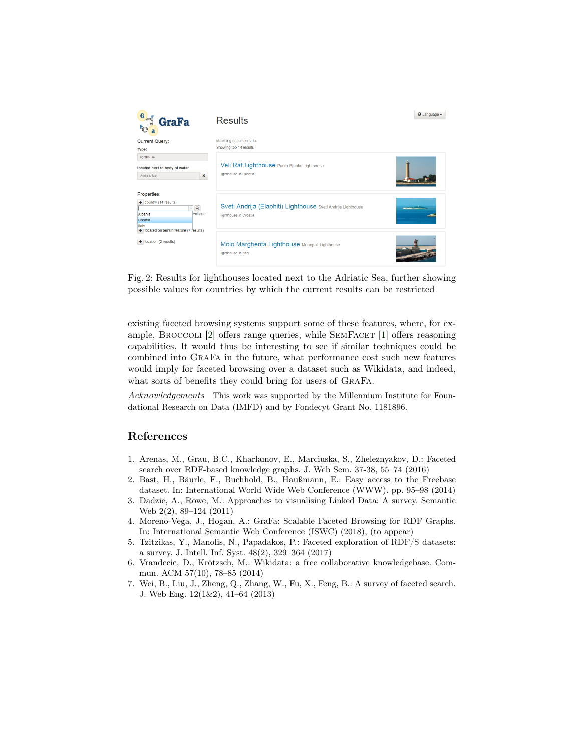Fig. 2: Results for lighthouses located next to the Adriatic Sea, further showing possible values for countries by which the current results can be restricted

existing faceted browsing systems support some of these features, where, for example, Broccoli [2] offers range queries, while SemFacet [1] offers reasoning capabilities. It would thus be interesting to see if similar techniques could be combined into GraFa in the future, what performance cost such new features would imply for faceted browsing over a dataset such as Wikidata, and indeed, what sorts of benefits they could bring for users of GraFa.

*Acknowledgements* This work was supported by the Millennium Institute for Foundational Research on Data (IMFD) and by Fondecyt Grant No. 1181896.

## References

1. Arenas, M., Grau, B.C., Kharlamov, E., Marciuska, S., Zheleznyakov, D.: Faceted search over RDF-based knowledge graphs. J. Web Sem. 37-38, 55–74 (2016)
2. Bast, H., Bäurle, F., Buchhold, B., Haußmann, E.: Easy access to the Freebase dataset. In: International World Wide Web Conference (WWW). pp. 95–98 (2014)
3. Dadzie, A., Rowe, M.: Approaches to visualising Linked Data: A survey. Semantic Web 2(2), 89–124 (2011)
4. Moreno-Vega, J., Hogan, A.: GraFa: Scalable Faceted Browsing for RDF Graphs. In: International Semantic Web Conference (ISWC) (2018), (to appear)
5. Tzitzikas, Y., Manolis, N., Papadakos, P.: Faceted exploration of RDF/S datasets: a survey. J. Intell. Inf. Syst. 48(2), 329–364 (2017)
6. Vrandecic, D., Krötzsch, M.: Wikidata: a free collaborative knowledgebase. Commun. ACM 57(10), 78–85 (2014)
7. Wei, B., Liu, J., Zheng, Q., Zhang, W., Fu, X., Feng, B.: A survey of faceted search. J. Web Eng. 12(1&2), 41–64 (2013)